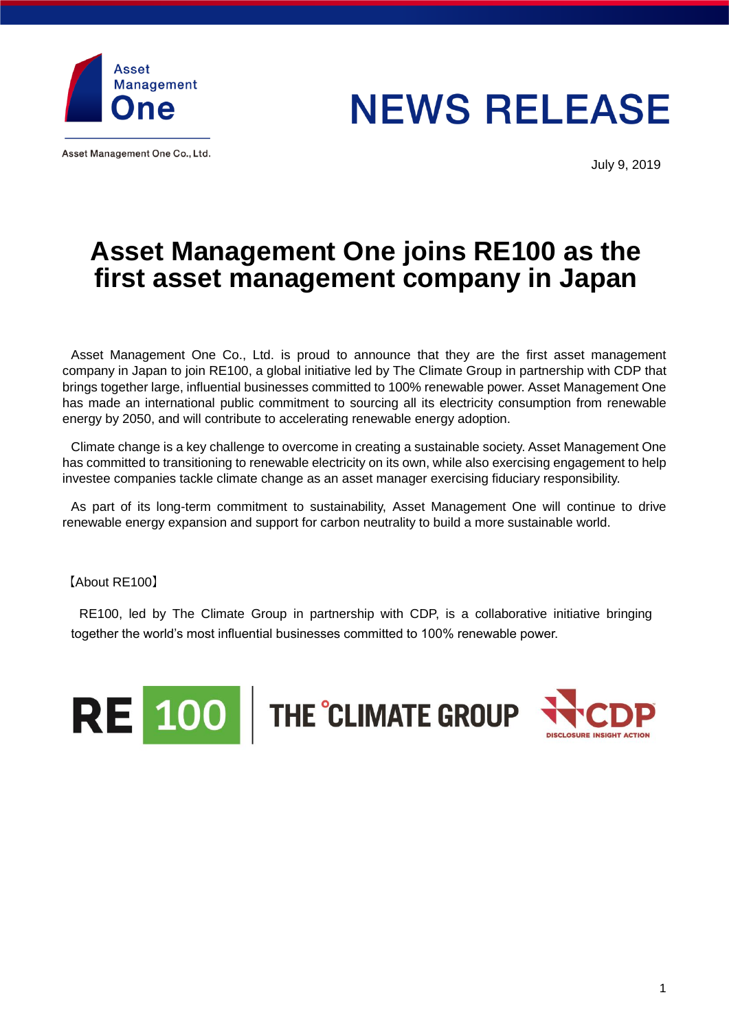Asset Management One

# NEWS RELEASE

Asset Management One Co., Ltd.

July 9, 2019

# Asset Management One joins RE100 as the first asset management company in Japan

Asset Management One Co., Ltd. is proud to announce that they are the first asset management company in Japan to join RE100, a global initiative led by The Climate Group in partnership with CDP that brings together large, influential businesses committed to 100% renewable power. Asset Management One has made an international public commitment to sourcing all its electricity consumption from renewable energy by 2050, and will contribute to accelerating renewable energy adoption.

Climate change is a key challenge to overcome in creating a sustainable society. Asset Management One has committed to transitioning to renewable electricity on its own, while also exercising engagement to help investee companies tackle climate change as an asset manager exercising fiduciary responsibility.

As part of its long-term commitment to sustainability, Asset Management One will continue to drive renewable energy expansion and support for carbon neutrality to build a more sustainable world.

【About RE100】

RE100, led by The Climate Group in partnership with CDP, is a collaborative initiative bringing together the world's most influential businesses committed to 100% renewable power.

RE100 | THE CLIMATE GROUP | CDP DISCLOSURE INSIGHT ACTION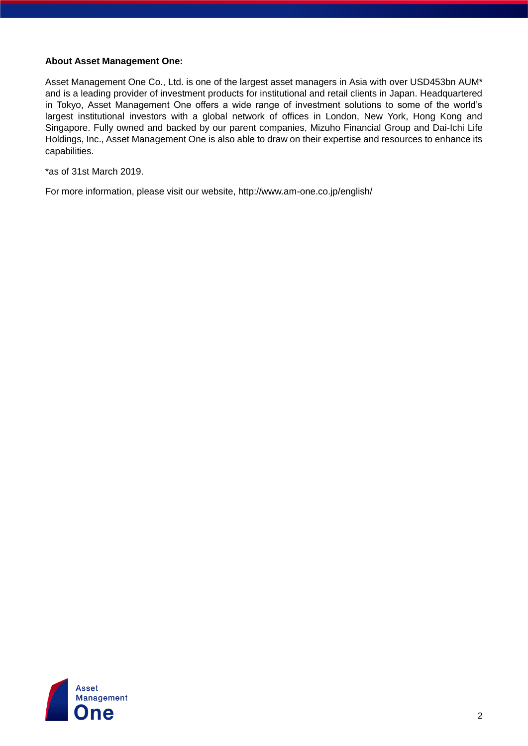**About Asset Management One:**

Asset Management One Co., Ltd. is one of the largest asset managers in Asia with over USD453bn AUM* and is a leading provider of investment products for institutional and retail clients in Japan. Headquartered in Tokyo, Asset Management One offers a wide range of investment solutions to some of the world's largest institutional investors with a global network of offices in London, New York, Hong Kong and Singapore. Fully owned and backed by our parent companies, Mizuho Financial Group and Dai-Ichi Life Holdings, Inc., Asset Management One is also able to draw on their expertise and resources to enhance its capabilities.

*as of 31st March 2019.

For more information, please visit our website, http://www.am-one.co.jp/english/